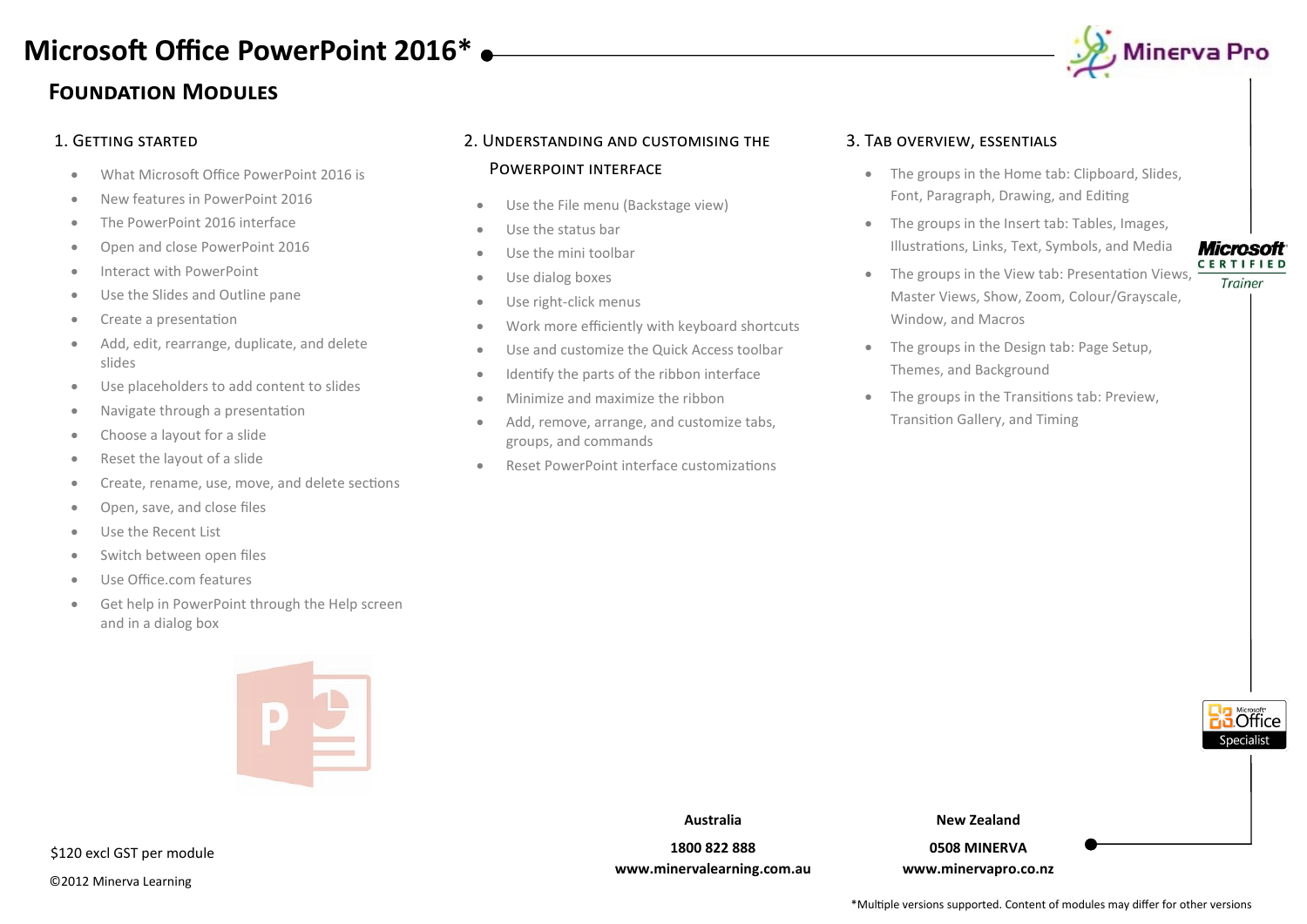# Microsoft Office PowerPoint 2016*

## Foundation Modules

### 1. Getting Started

- What Microsoft Office PowerPoint 2016 is
- New features in PowerPoint 2016
- The PowerPoint 2016 interface
- Open and close PowerPoint 2016
- Interact with PowerPoint
- Use the Slides and Outline pane
- Create a presentation
- Add, edit, rearrange, duplicate, and delete slides
- Use placeholders to add content to slides
- Navigate through a presentation
- Choose a layout for a slide
- Reset the layout of a slide
- Create, rename, use, move, and delete sections
- Open, save, and close files
- Use the Recent List
- Switch between open files
- Use Office.com features
- Get help in PowerPoint through the Help screen and in a dialog box

### 2. Understanding and Customising the PowerPoint Interface

- Use the File menu (Backstage view)
- Use the status bar
- Use the mini toolbar
- Use dialog boxes
- Use right-click menus
- Work more efficiently with keyboard shortcuts
- Use and customize the Quick Access toolbar
- Identify the parts of the ribbon interface
- Minimize and maximize the ribbon
- Add, remove, arrange, and customize tabs, groups, and commands
- Reset PowerPoint interface customizations

### 3. Tab Overview, Essentials

- The groups in the Home tab: Clipboard, Slides, Font, Paragraph, Drawing, and Editing
- The groups in the Insert tab: Tables, Images, Illustrations, Links, Text, Symbols, and Media
- The groups in the View tab: Presentation Views, Master Views, Show, Zoom, Colour/Grayscale, Window, and Macros
- The groups in the Design tab: Page Setup, Themes, and Background
- The groups in the Transitions tab: Preview, Transition Gallery, and Timing

$120 excl GST per module

©2012 Minerva Learning

**Australia**

**1800 822 888**

**www.minervalearning.com.au**

**New Zealand**

**0508 MINERVA**

**www.minervapro.co.nz**

*Multiple versions supported. Content of modules may differ for other versions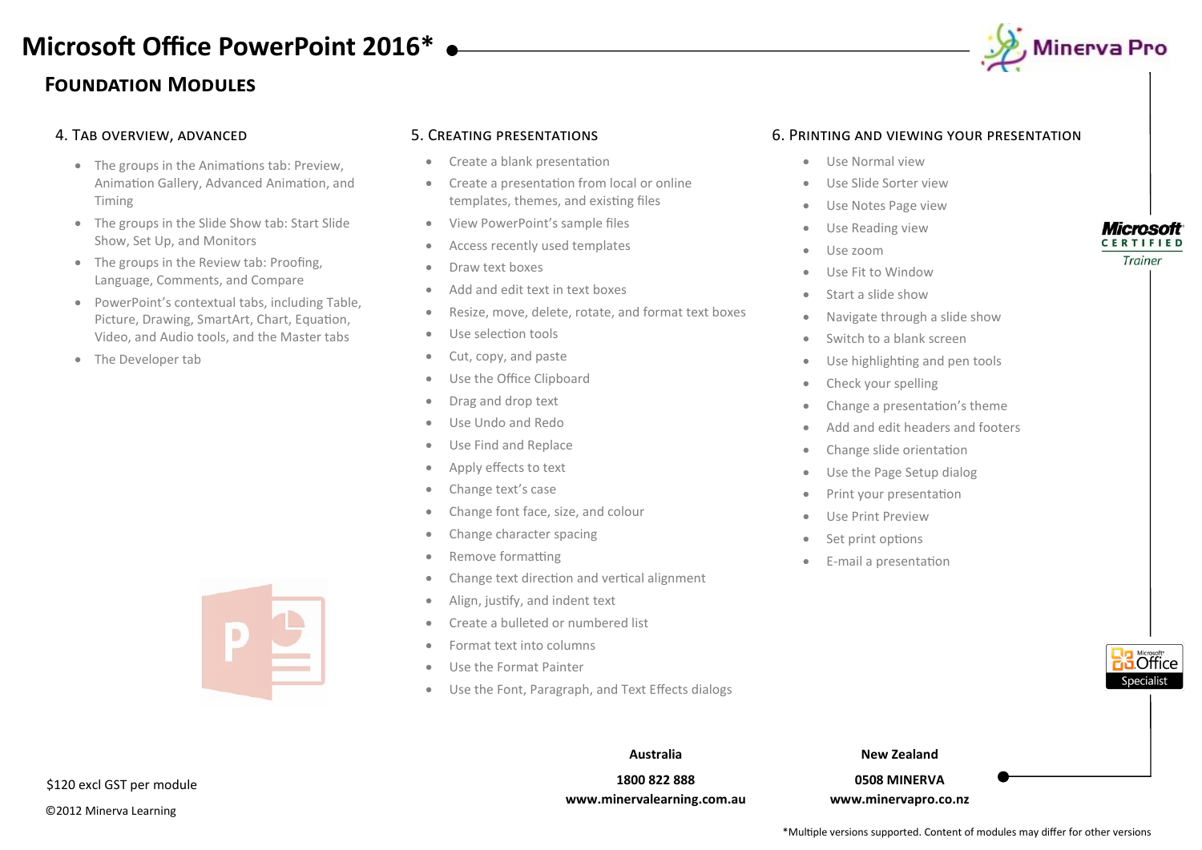# Microsoft Office PowerPoint 2016*

## Foundation Modules

### 4. Tab overview, advanced

- The groups in the Animations tab: Preview, Animation Gallery, Advanced Animation, and Timing
- The groups in the Slide Show tab: Start Slide Show, Set Up, and Monitors
- The groups in the Review tab: Proofing, Language, Comments, and Compare
- PowerPoint's contextual tabs, including Table, Picture, Drawing, SmartArt, Chart, Equation, Video, and Audio tools, and the Master tabs
- The Developer tab

### 5. Creating presentations

- Create a blank presentation
- Create a presentation from local or online templates, themes, and existing files
- View PowerPoint's sample files
- Access recently used templates
- Draw text boxes
- Add and edit text in text boxes
- Resize, move, delete, rotate, and format text boxes
- Use selection tools
- Cut, copy, and paste
- Use the Office Clipboard
- Drag and drop text
- Use Undo and Redo
- Use Find and Replace
- Apply effects to text
- Change text's case
- Change font face, size, and colour
- Change character spacing
- Remove formatting
- Change text direction and vertical alignment
- Align, justify, and indent text
- Create a bulleted or numbered list
- Format text into columns
- Use the Format Painter
- Use the Font, Paragraph, and Text Effects dialogs

### 6. Printing and viewing your presentation

- Use Normal view
- Use Slide Sorter view
- Use Notes Page view
- Use Reading view
- Use zoom
- Use Fit to Window
- Start a slide show
- Navigate through a slide show
- Switch to a blank screen
- Use highlighting and pen tools
- Check your spelling
- Change a presentation's theme
- Add and edit headers and footers
- Change slide orientation
- Use the Page Setup dialog
- Print your presentation
- Use Print Preview
- Set print options
- E-mail a presentation

$120 excl GST per module

©2012 Minerva Learning

**Australia**

**1800 822 888**

**www.minervalearning.com.au**

**New Zealand**

**0508 MINERVA**

**www.minervapro.co.nz**

*Multiple versions supported. Content of modules may differ for other versions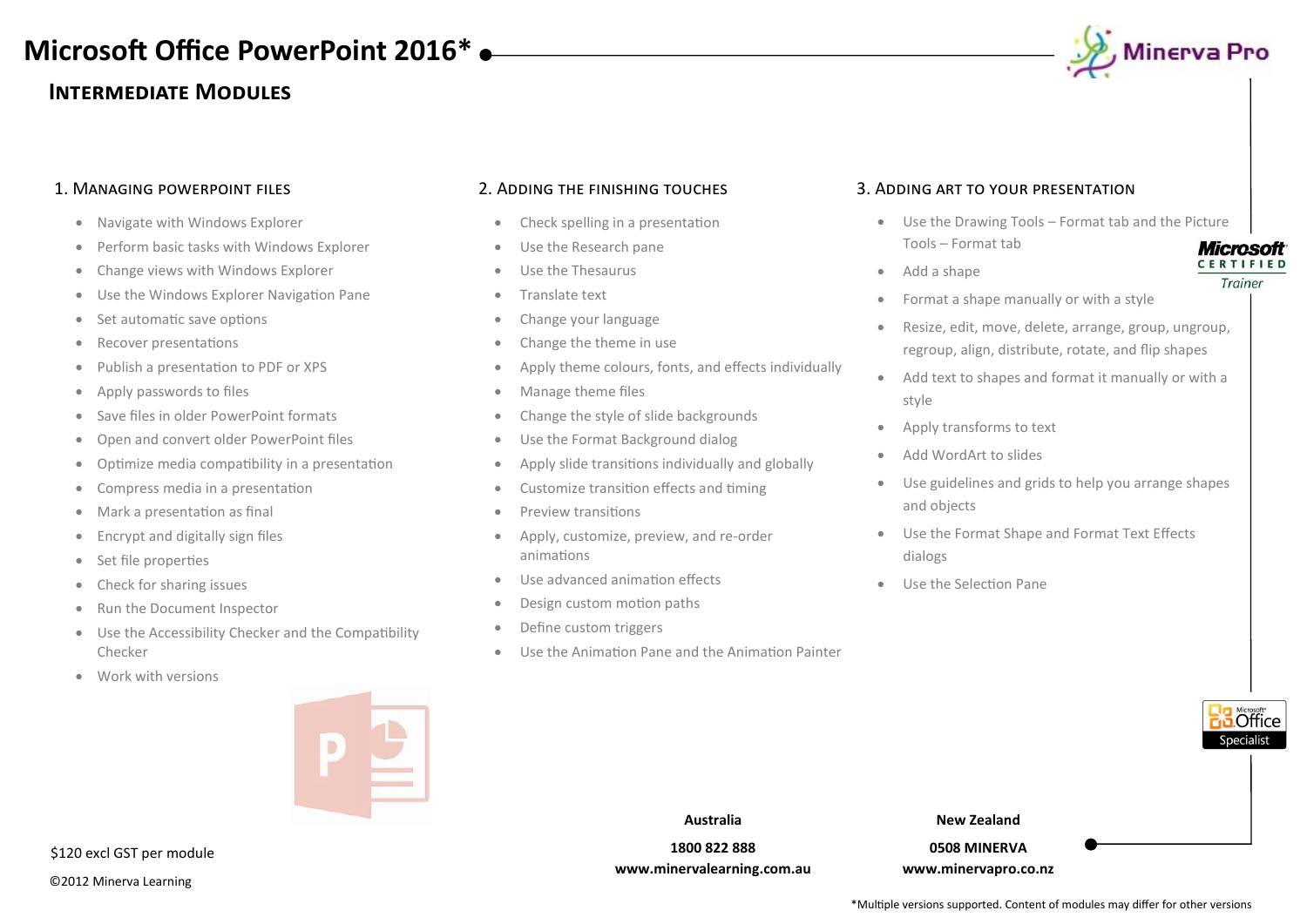# Microsoft Office PowerPoint 2016*

## Intermediate Modules

### 1. Managing PowerPoint files

- Navigate with Windows Explorer
- Perform basic tasks with Windows Explorer
- Change views with Windows Explorer
- Use the Windows Explorer Navigation Pane
- Set automatic save options
- Recover presentations
- Publish a presentation to PDF or XPS
- Apply passwords to files
- Save files in older PowerPoint formats
- Open and convert older PowerPoint files
- Optimize media compatibility in a presentation
- Compress media in a presentation
- Mark a presentation as final
- Encrypt and digitally sign files
- Set file properties
- Check for sharing issues
- Run the Document Inspector
- Use the Accessibility Checker and the Compatibility Checker
- Work with versions

### 2. Adding the finishing touches

- Check spelling in a presentation
- Use the Research pane
- Use the Thesaurus
- Translate text
- Change your language
- Change the theme in use
- Apply theme colours, fonts, and effects individually
- Manage theme files
- Change the style of slide backgrounds
- Use the Format Background dialog
- Apply slide transitions individually and globally
- Customize transition effects and timing
- Preview transitions
- Apply, customize, preview, and re-order animations
- Use advanced animation effects
- Design custom motion paths
- Define custom triggers
- Use the Animation Pane and the Animation Painter

### 3. Adding art to your presentation

- Use the Drawing Tools – Format tab and the Picture Tools – Format tab
- Add a shape
- Format a shape manually or with a style
- Resize, edit, move, delete, arrange, group, ungroup, regroup, align, distribute, rotate, and flip shapes
- Add text to shapes and format it manually or with a style
- Apply transforms to text
- Add WordArt to slides
- Use guidelines and grids to help you arrange shapes and objects
- Use the Format Shape and Format Text Effects dialogs
- Use the Selection Pane

$120 excl GST per module

©2012 Minerva Learning

**Australia**
**1800 822 888**
**www.minervalearning.com.au**

**New Zealand**
**0508 MINERVA**
**www.minervapro.co.nz**

*Multiple versions supported. Content of modules may differ for other versions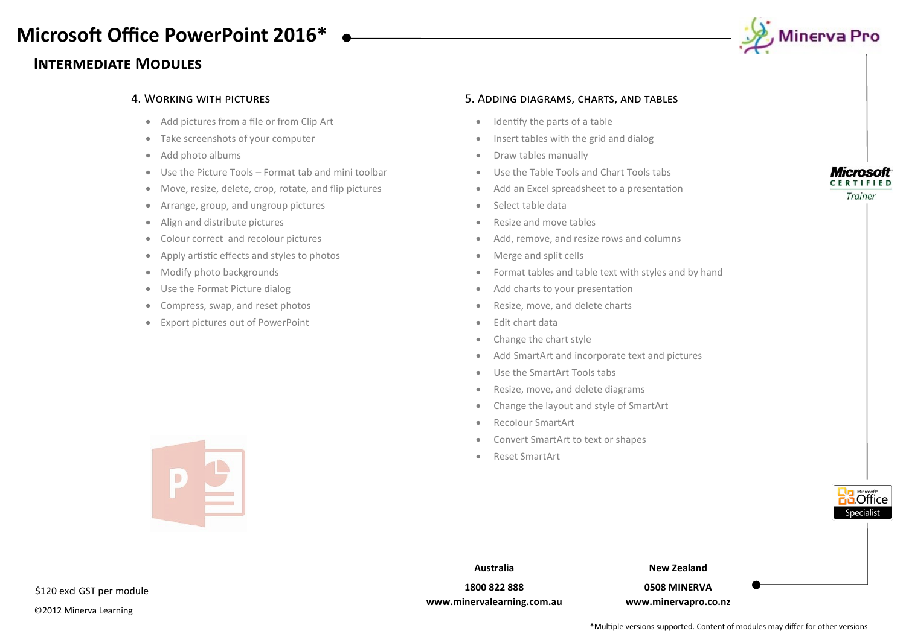# Microsoft Office PowerPoint 2016*

## Intermediate Modules

### 4. Working with pictures

- Add pictures from a file or from Clip Art
- Take screenshots of your computer
- Add photo albums
- Use the Picture Tools – Format tab and mini toolbar
- Move, resize, delete, crop, rotate, and flip pictures
- Arrange, group, and ungroup pictures
- Align and distribute pictures
- Colour correct and recolour pictures
- Apply artistic effects and styles to photos
- Modify photo backgrounds
- Use the Format Picture dialog
- Compress, swap, and reset photos
- Export pictures out of PowerPoint

### 5. Adding diagrams, charts, and tables

- Identify the parts of a table
- Insert tables with the grid and dialog
- Draw tables manually
- Use the Table Tools and Chart Tools tabs
- Add an Excel spreadsheet to a presentation
- Select table data
- Resize and move tables
- Add, remove, and resize rows and columns
- Merge and split cells
- Format tables and table text with styles and by hand
- Add charts to your presentation
- Resize, move, and delete charts
- Edit chart data
- Change the chart style
- Add SmartArt and incorporate text and pictures
- Use the SmartArt Tools tabs
- Resize, move, and delete diagrams
- Change the layout and style of SmartArt
- Recolour SmartArt
- Convert SmartArt to text or shapes
- Reset SmartArt

$120 excl GST per module

©2012 Minerva Learning

**Australia**
**1800 822 888**
**www.minervalearning.com.au**

**New Zealand**
**0508 MINERVA**
**www.minervapro.co.nz**

*Multiple versions supported. Content of modules may differ for other versions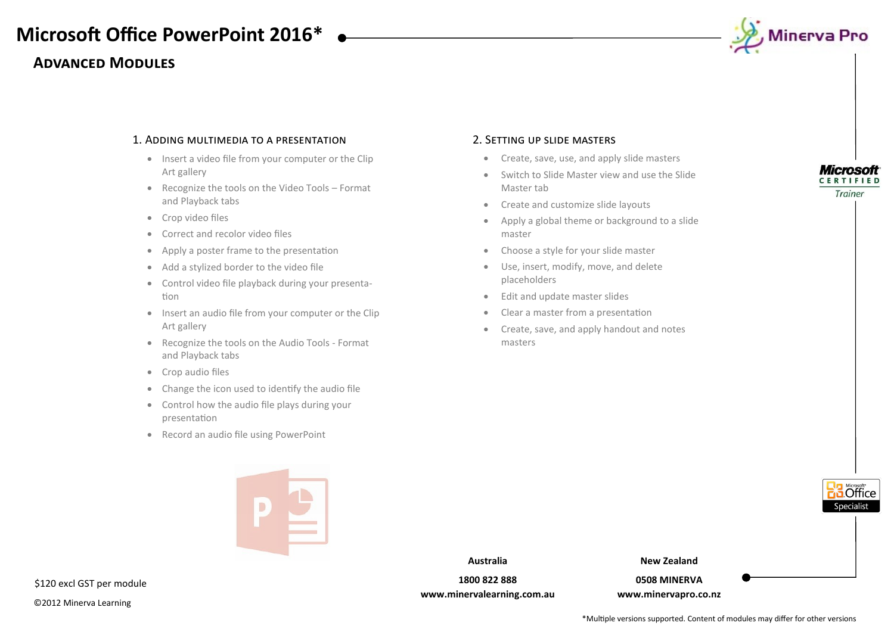# Microsoft Office PowerPoint 2016*

## Advanced Modules

### 1. Adding multimedia to a presentation

- Insert a video file from your computer or the Clip Art gallery
- Recognize the tools on the Video Tools – Format and Playback tabs
- Crop video files
- Correct and recolor video files
- Apply a poster frame to the presentation
- Add a stylized border to the video file
- Control video file playback during your presentation
- Insert an audio file from your computer or the Clip Art gallery
- Recognize the tools on the Audio Tools - Format and Playback tabs
- Crop audio files
- Change the icon used to identify the audio file
- Control how the audio file plays during your presentation
- Record an audio file using PowerPoint

### 2. Setting up slide masters

- Create, save, use, and apply slide masters
- Switch to Slide Master view and use the Slide Master tab
- Create and customize slide layouts
- Apply a global theme or background to a slide master
- Choose a style for your slide master
- Use, insert, modify, move, and delete placeholders
- Edit and update master slides
- Clear a master from a presentation
- Create, save, and apply handout and notes masters

$120 excl GST per module

©2012 Minerva Learning

**Australia**

**1800 822 888**

**www.minervalearning.com.au**

**New Zealand**

**0508 MINERVA**

**www.minervapro.co.nz**

*Multiple versions supported. Content of modules may differ for other versions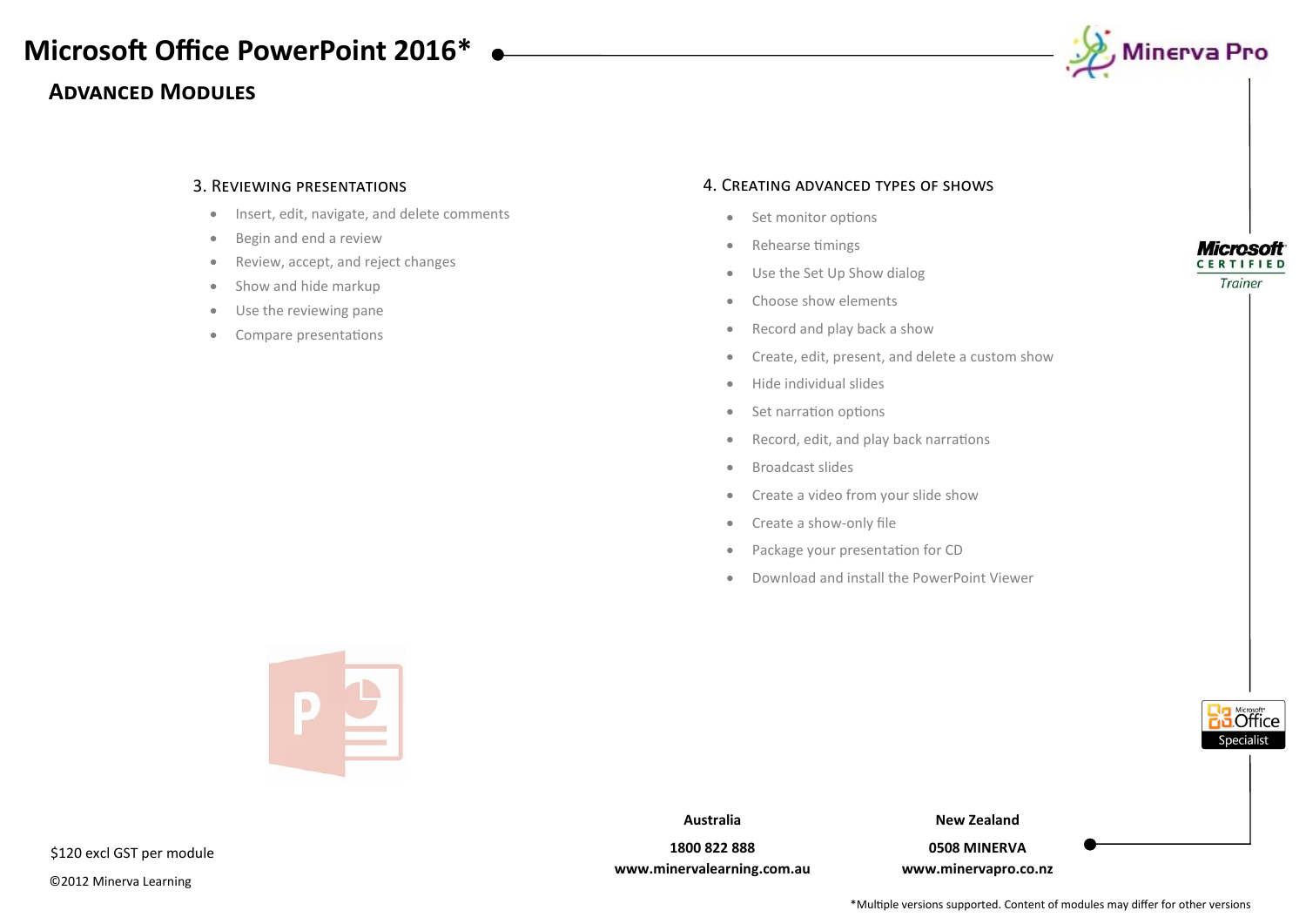# Microsoft Office PowerPoint 2016*

## Advanced Modules

### 3. Reviewing presentations

- Insert, edit, navigate, and delete comments
- Begin and end a review
- Review, accept, and reject changes
- Show and hide markup
- Use the reviewing pane
- Compare presentations

### 4. Creating advanced types of shows

- Set monitor options
- Rehearse timings
- Use the Set Up Show dialog
- Choose show elements
- Record and play back a show
- Create, edit, present, and delete a custom show
- Hide individual slides
- Set narration options
- Record, edit, and play back narrations
- Broadcast slides
- Create a video from your slide show
- Create a show-only file
- Package your presentation for CD
- Download and install the PowerPoint Viewer

$120 excl GST per module

©2012 Minerva Learning

**Australia**

**1800 822 888**

**www.minervalearning.com.au**

**New Zealand**

**0508 MINERVA**

**www.minervapro.co.nz**

*Multiple versions supported. Content of modules may differ for other versions